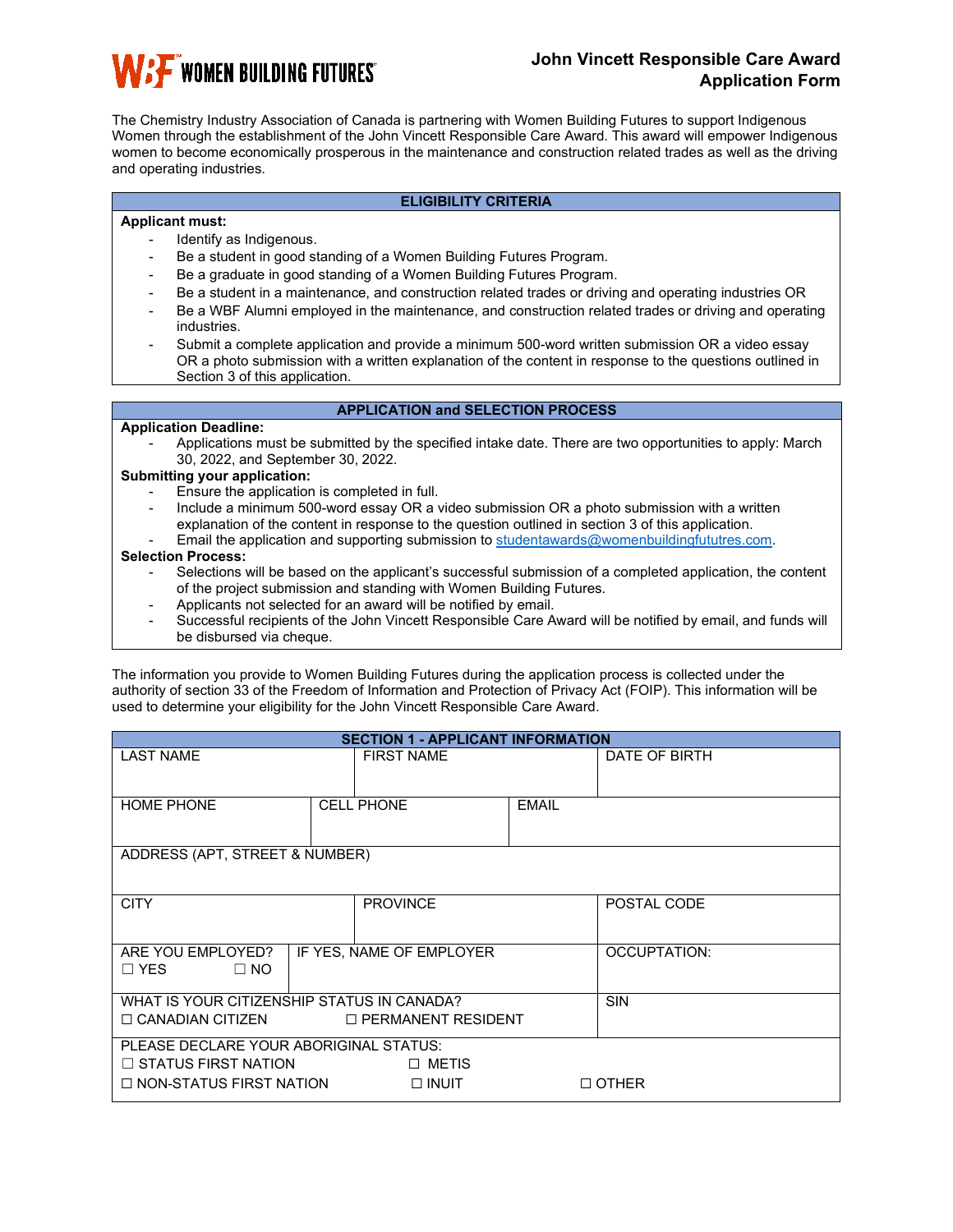WBF™ WOMEN BUILDING FUTURES®

# John Vincett Responsible Care Award Application Form

The Chemistry Industry Association of Canada is partnering with Women Building Futures to support Indigenous Women through the establishment of the John Vincett Responsible Care Award. This award will empower Indigenous women to become economically prosperous in the maintenance and construction related trades as well as the driving and operating industries.

## ELIGIBILITY CRITERIA

**Applicant must:**

- Identify as Indigenous.
- Be a student in good standing of a Women Building Futures Program.
- Be a graduate in good standing of a Women Building Futures Program.
- Be a student in a maintenance, and construction related trades or driving and operating industries OR
- Be a WBF Alumni employed in the maintenance, and construction related trades or driving and operating industries.
- Submit a complete application and provide a minimum 500-word written submission OR a video essay OR a photo submission with a written explanation of the content in response to the questions outlined in Section 3 of this application.

## APPLICATION and SELECTION PROCESS

**Application Deadline:**

- Applications must be submitted by the specified intake date. There are two opportunities to apply: March 30, 2022, and September 30, 2022.

**Submitting your application:**

- Ensure the application is completed in full.
- Include a minimum 500-word essay OR a video submission OR a photo submission with a written explanation of the content in response to the question outlined in section 3 of this application.
- Email the application and supporting submission to studentawards@womenbuildingfututres.com.

**Selection Process:**

- Selections will be based on the applicant's successful submission of a completed application, the content of the project submission and standing with Women Building Futures.
- Applicants not selected for an award will be notified by email.
- Successful recipients of the John Vincett Responsible Care Award will be notified by email, and funds will be disbursed via cheque.

The information you provide to Women Building Futures during the application process is collected under the authority of section 33 of the Freedom of Information and Protection of Privacy Act (FOIP). This information will be used to determine your eligibility for the John Vincett Responsible Care Award.

## SECTION 1 - APPLICANT INFORMATION

| LAST NAME | FIRST NAME | DATE OF BIRTH |
|---|---|---|
| | | |

| HOME PHONE | CELL PHONE | EMAIL |
|---|---|---|
| | | |

| ADDRESS (APT, STREET & NUMBER) |
|---|
| |

| CITY | PROVINCE | POSTAL CODE |
|---|---|---|
| | | |

| ARE YOU EMPLOYED? ☐ YES ☐ NO | IF YES, NAME OF EMPLOYER | OCCUPTATION: |
|---|---|---|
| | | |

| WHAT IS YOUR CITIZENSHIP STATUS IN CANADA? ☐ CANADIAN CITIZEN ☐ PERMANENT RESIDENT | SIN |
|---|---|
| | |

| PLEASE DECLARE YOUR ABORIGINAL STATUS: |
|---|
| ☐ STATUS FIRST NATION ☐ METIS |
| ☐ NON-STATUS FIRST NATION ☐ INUIT ☐ OTHER |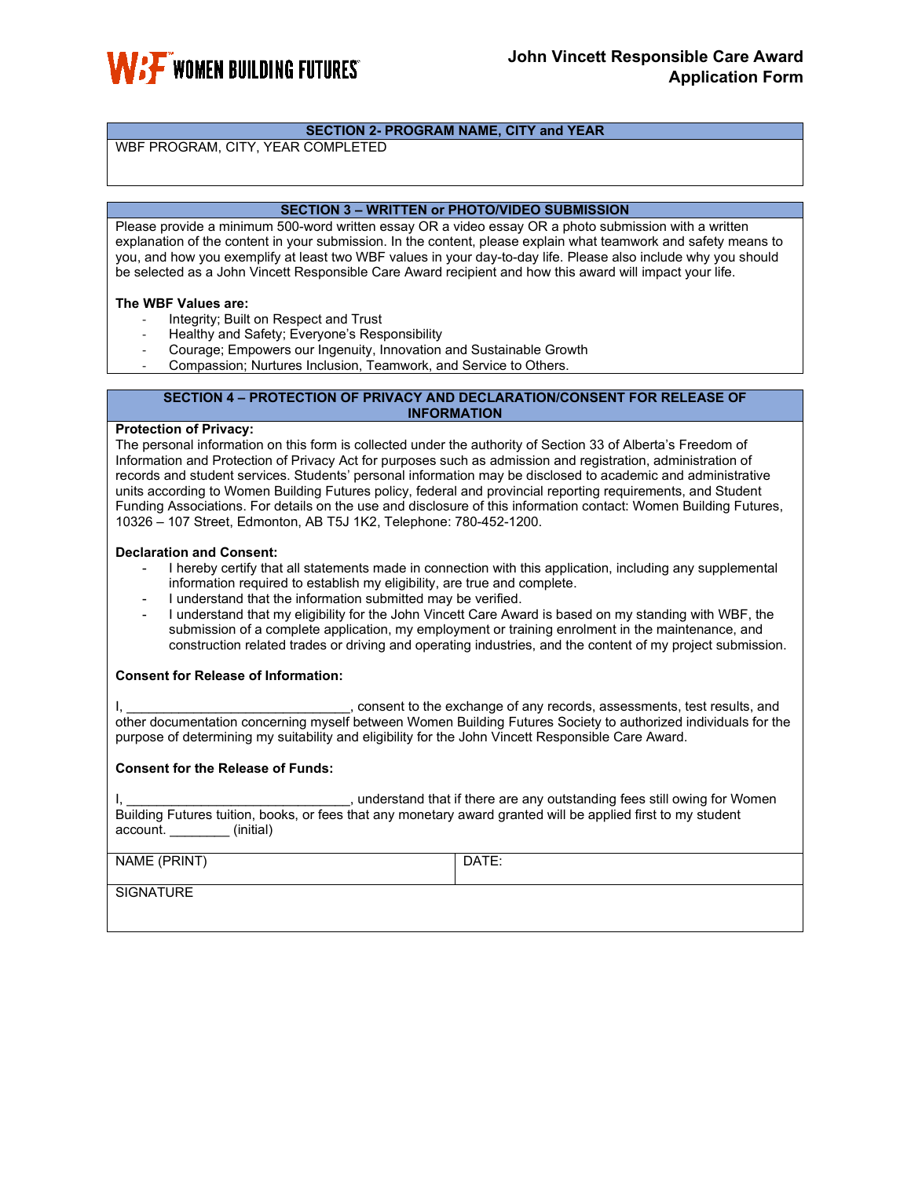## SECTION 2- PROGRAM NAME, CITY and YEAR

WBF PROGRAM, CITY, YEAR COMPLETED

## SECTION 3 – WRITTEN or PHOTO/VIDEO SUBMISSION

Please provide a minimum 500-word written essay OR a video essay OR a photo submission with a written explanation of the content in your submission. In the content, please explain what teamwork and safety means to you, and how you exemplify at least two WBF values in your day-to-day life. Please also include why you should be selected as a John Vincett Responsible Care Award recipient and how this award will impact your life.

**The WBF Values are:**

- Integrity; Built on Respect and Trust
- Healthy and Safety; Everyone's Responsibility
- Courage; Empowers our Ingenuity, Innovation and Sustainable Growth
- Compassion; Nurtures Inclusion, Teamwork, and Service to Others.

## SECTION 4 – PROTECTION OF PRIVACY AND DECLARATION/CONSENT FOR RELEASE OF INFORMATION

**Protection of Privacy:**

The personal information on this form is collected under the authority of Section 33 of Alberta's Freedom of Information and Protection of Privacy Act for purposes such as admission and registration, administration of records and student services. Students' personal information may be disclosed to academic and administrative units according to Women Building Futures policy, federal and provincial reporting requirements, and Student Funding Associations. For details on the use and disclosure of this information contact: Women Building Futures, 10326 – 107 Street, Edmonton, AB T5J 1K2, Telephone: 780-452-1200.

**Declaration and Consent:**

- I hereby certify that all statements made in connection with this application, including any supplemental information required to establish my eligibility, are true and complete.
- I understand that the information submitted may be verified.
- I understand that my eligibility for the John Vincett Care Award is based on my standing with WBF, the submission of a complete application, my employment or training enrolment in the maintenance, and construction related trades or driving and operating industries, and the content of my project submission.

**Consent for Release of Information:**

I, ______________________________, consent to the exchange of any records, assessments, test results, and other documentation concerning myself between Women Building Futures Society to authorized individuals for the purpose of determining my suitability and eligibility for the John Vincett Responsible Care Award.

**Consent for the Release of Funds:**

I, ______________________________, understand that if there are any outstanding fees still owing for Women Building Futures tuition, books, or fees that any monetary award granted will be applied first to my student account. ________ (initial)

| NAME (PRINT) | DATE: |
|---|---|
| SIGNATURE | |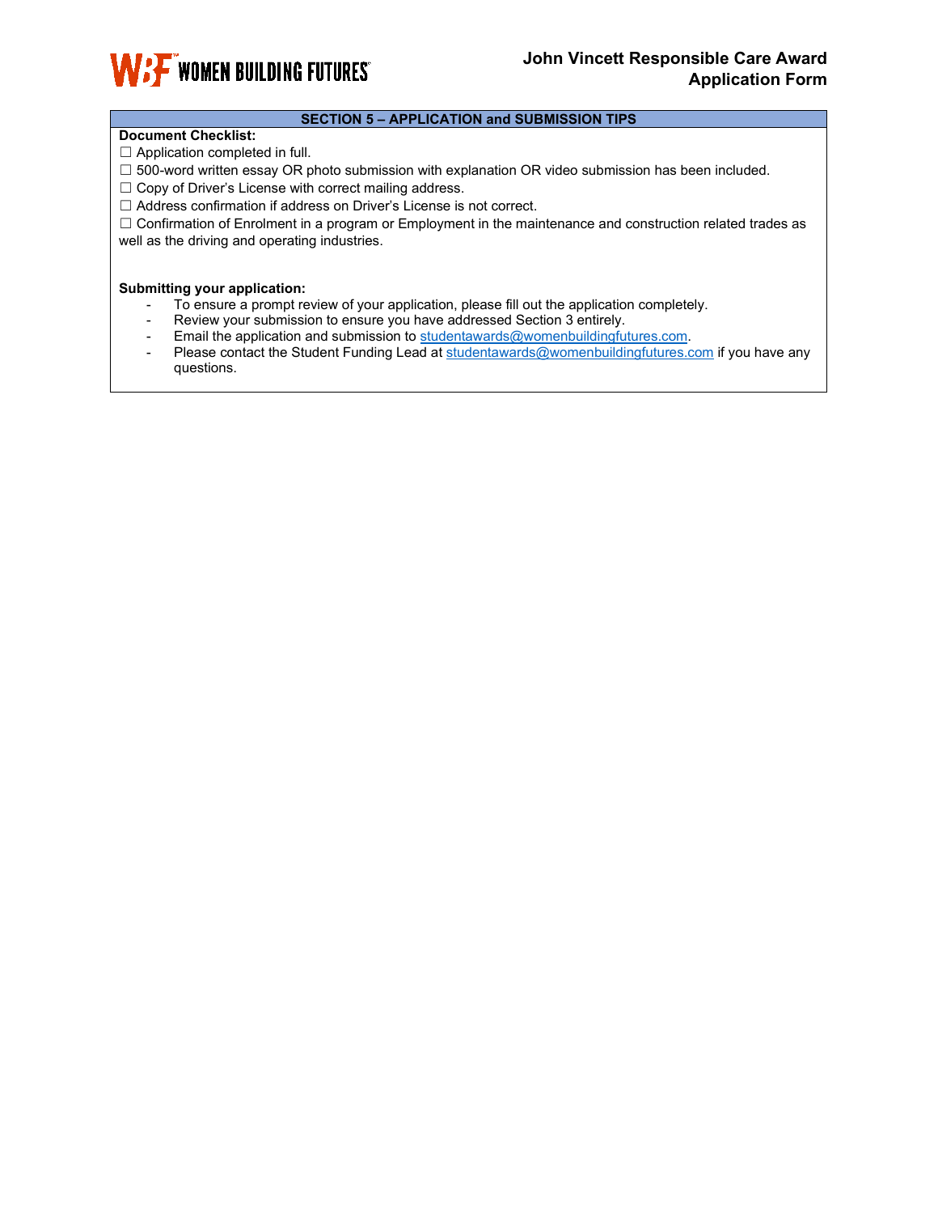## SECTION 5 – APPLICATION and SUBMISSION TIPS

**Document Checklist:**

☐ Application completed in full.

☐ 500-word written essay OR photo submission with explanation OR video submission has been included.

☐ Copy of Driver's License with correct mailing address.

☐ Address confirmation if address on Driver's License is not correct.

☐ Confirmation of Enrolment in a program or Employment in the maintenance and construction related trades as well as the driving and operating industries.

**Submitting your application:**

- To ensure a prompt review of your application, please fill out the application completely.
- Review your submission to ensure you have addressed Section 3 entirely.
- Email the application and submission to studentawards@womenbuildingfutures.com.
- Please contact the Student Funding Lead at studentawards@womenbuildingfutures.com if you have any questions.